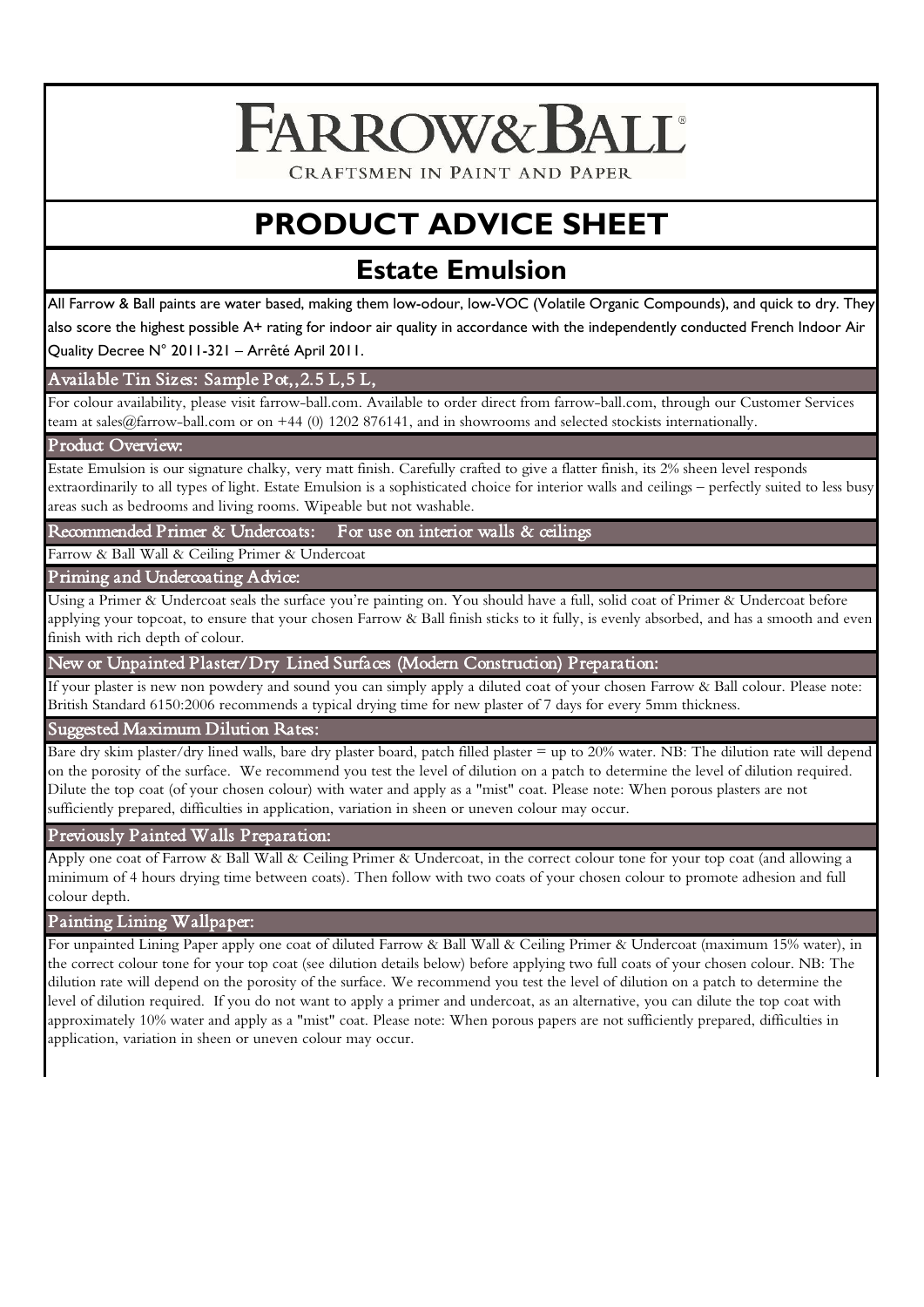# FARROW&BALL®

CRAFTSMEN IN PAINT AND PAPER

# PRODUCT ADVICE SHEET

## Estate Emulsion

All Farrow & Ball paints are water based, making them low-odour, low-VOC (Volatile Organic Compounds), and quick to dry. They also score the highest possible A+ rating for indoor air quality in accordance with the independently conducted French Indoor Air Quality Decree N° 2011-321 – Arrêté April 2011.

### Available Tin Sizes: Sample Pot,,2.5 L,5 L,

For colour availability, please visit farrow-ball.com. Available to order direct from farrow-ball.com, through our Customer Services team at sales@farrow-ball.com or on +44 (0) 1202 876141, and in showrooms and selected stockists internationally.

### Product Overview:

Estate Emulsion is our signature chalky, very matt finish. Carefully crafted to give a flatter finish, its 2% sheen level responds extraordinarily to all types of light. Estate Emulsion is a sophisticated choice for interior walls and ceilings – perfectly suited to less busy areas such as bedrooms and living rooms. Wipeable but not washable.

### Recommended Primer & Undercoats: For use on interior walls & ceilings

Farrow & Ball Wall & Ceiling Primer & Undercoat

### Priming and Undercoating Advice:

Using a Primer & Undercoat seals the surface you're painting on. You should have a full, solid coat of Primer & Undercoat before applying your topcoat, to ensure that your chosen Farrow & Ball finish sticks to it fully, is evenly absorbed, and has a smooth and even finish with rich depth of colour.

### New or Unpainted Plaster/Dry Lined Surfaces (Modern Construction) Preparation:

If your plaster is new non powdery and sound you can simply apply a diluted coat of your chosen Farrow & Ball colour. Please note: British Standard 6150:2006 recommends a typical drying time for new plaster of 7 days for every 5mm thickness.

### Suggested Maximum Dilution Rates:

Bare dry skim plaster/dry lined walls, bare dry plaster board, patch filled plaster = up to 20% water. NB: The dilution rate will depend on the porosity of the surface. We recommend you test the level of dilution on a patch to determine the level of dilution required. Dilute the top coat (of your chosen colour) with water and apply as a "mist" coat. Please note: When porous plasters are not sufficiently prepared, difficulties in application, variation in sheen or uneven colour may occur.

### Previously Painted Walls Preparation:

Apply one coat of Farrow & Ball Wall & Ceiling Primer & Undercoat, in the correct colour tone for your top coat (and allowing a minimum of 4 hours drying time between coats). Then follow with two coats of your chosen colour to promote adhesion and full colour depth.

### Painting Lining Wallpaper:

For unpainted Lining Paper apply one coat of diluted Farrow & Ball Wall & Ceiling Primer & Undercoat (maximum 15% water), in the correct colour tone for your top coat (see dilution details below) before applying two full coats of your chosen colour. NB: The dilution rate will depend on the porosity of the surface. We recommend you test the level of dilution on a patch to determine the level of dilution required. If you do not want to apply a primer and undercoat, as an alternative, you can dilute the top coat with approximately 10% water and apply as a "mist" coat. Please note: When porous papers are not sufficiently prepared, difficulties in application, variation in sheen or uneven colour may occur.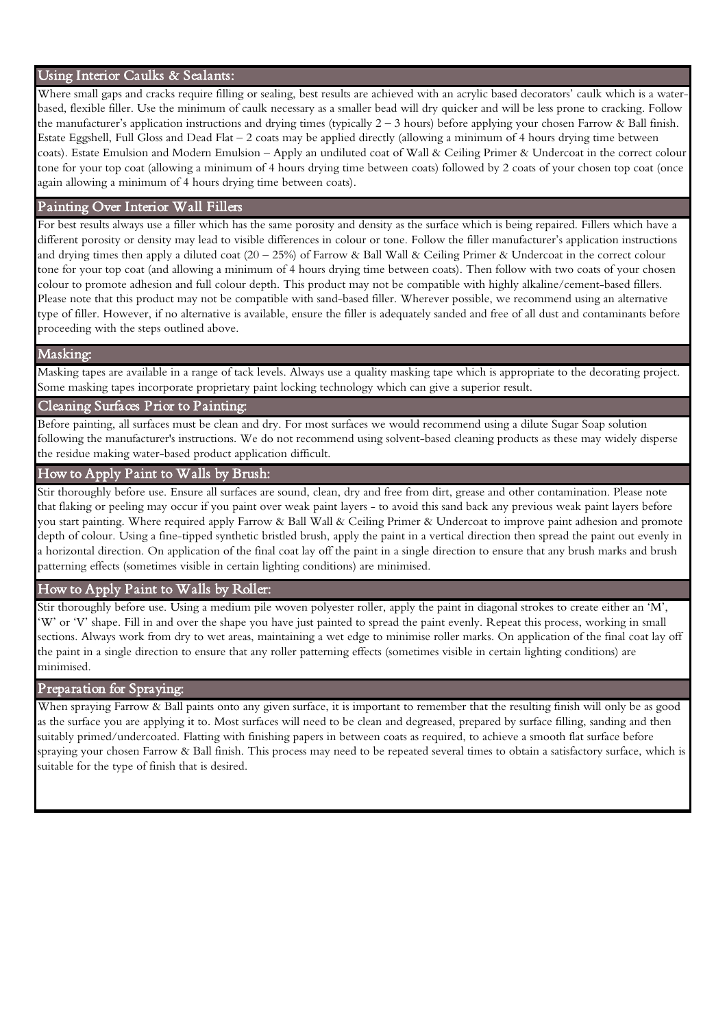## Using Interior Caulks & Sealants:

Where small gaps and cracks require filling or sealing, best results are achieved with an acrylic based decorators' caulk which is a water-based, flexible filler. Use the minimum of caulk necessary as a smaller bead will dry quicker and will be less prone to cracking. Follow the manufacturer's application instructions and drying times (typically 2 – 3 hours) before applying your chosen Farrow & Ball finish. Estate Eggshell, Full Gloss and Dead Flat – 2 coats may be applied directly (allowing a minimum of 4 hours drying time between coats). Estate Emulsion and Modern Emulsion – Apply an undiluted coat of Wall & Ceiling Primer & Undercoat in the correct colour tone for your top coat (allowing a minimum of 4 hours drying time between coats) followed by 2 coats of your chosen top coat (once again allowing a minimum of 4 hours drying time between coats).

## Painting Over Interior Wall Fillers

For best results always use a filler which has the same porosity and density as the surface which is being repaired. Fillers which have a different porosity or density may lead to visible differences in colour or tone. Follow the filler manufacturer's application instructions and drying times then apply a diluted coat (20 – 25%) of Farrow & Ball Wall & Ceiling Primer & Undercoat in the correct colour tone for your top coat (and allowing a minimum of 4 hours drying time between coats). Then follow with two coats of your chosen colour to promote adhesion and full colour depth. This product may not be compatible with highly alkaline/cement-based fillers. Please note that this product may not be compatible with sand-based filler. Wherever possible, we recommend using an alternative type of filler. However, if no alternative is available, ensure the filler is adequately sanded and free of all dust and contaminants before proceeding with the steps outlined above.

## Masking:

Masking tapes are available in a range of tack levels. Always use a quality masking tape which is appropriate to the decorating project. Some masking tapes incorporate proprietary paint locking technology which can give a superior result.

## Cleaning Surfaces Prior to Painting:

Before painting, all surfaces must be clean and dry. For most surfaces we would recommend using a dilute Sugar Soap solution following the manufacturer's instructions. We do not recommend using solvent-based cleaning products as these may widely disperse the residue making water-based product application difficult.

## How to Apply Paint to Walls by Brush:

Stir thoroughly before use. Ensure all surfaces are sound, clean, dry and free from dirt, grease and other contamination. Please note that flaking or peeling may occur if you paint over weak paint layers - to avoid this sand back any previous weak paint layers before you start painting. Where required apply Farrow & Ball Wall & Ceiling Primer & Undercoat to improve paint adhesion and promote depth of colour. Using a fine-tipped synthetic bristled brush, apply the paint in a vertical direction then spread the paint out evenly in a horizontal direction. On application of the final coat lay off the paint in a single direction to ensure that any brush marks and brush patterning effects (sometimes visible in certain lighting conditions) are minimised.

## How to Apply Paint to Walls by Roller:

Stir thoroughly before use. Using a medium pile woven polyester roller, apply the paint in diagonal strokes to create either an 'M', 'W' or 'V' shape. Fill in and over the shape you have just painted to spread the paint evenly. Repeat this process, working in small sections. Always work from dry to wet areas, maintaining a wet edge to minimise roller marks. On application of the final coat lay off the paint in a single direction to ensure that any roller patterning effects (sometimes visible in certain lighting conditions) are minimised.

## Preparation for Spraying:

When spraying Farrow & Ball paints onto any given surface, it is important to remember that the resulting finish will only be as good as the surface you are applying it to. Most surfaces will need to be clean and degreased, prepared by surface filling, sanding and then suitably primed/undercoated. Flatting with finishing papers in between coats as required, to achieve a smooth flat surface before spraying your chosen Farrow & Ball finish. This process may need to be repeated several times to obtain a satisfactory surface, which is suitable for the type of finish that is desired.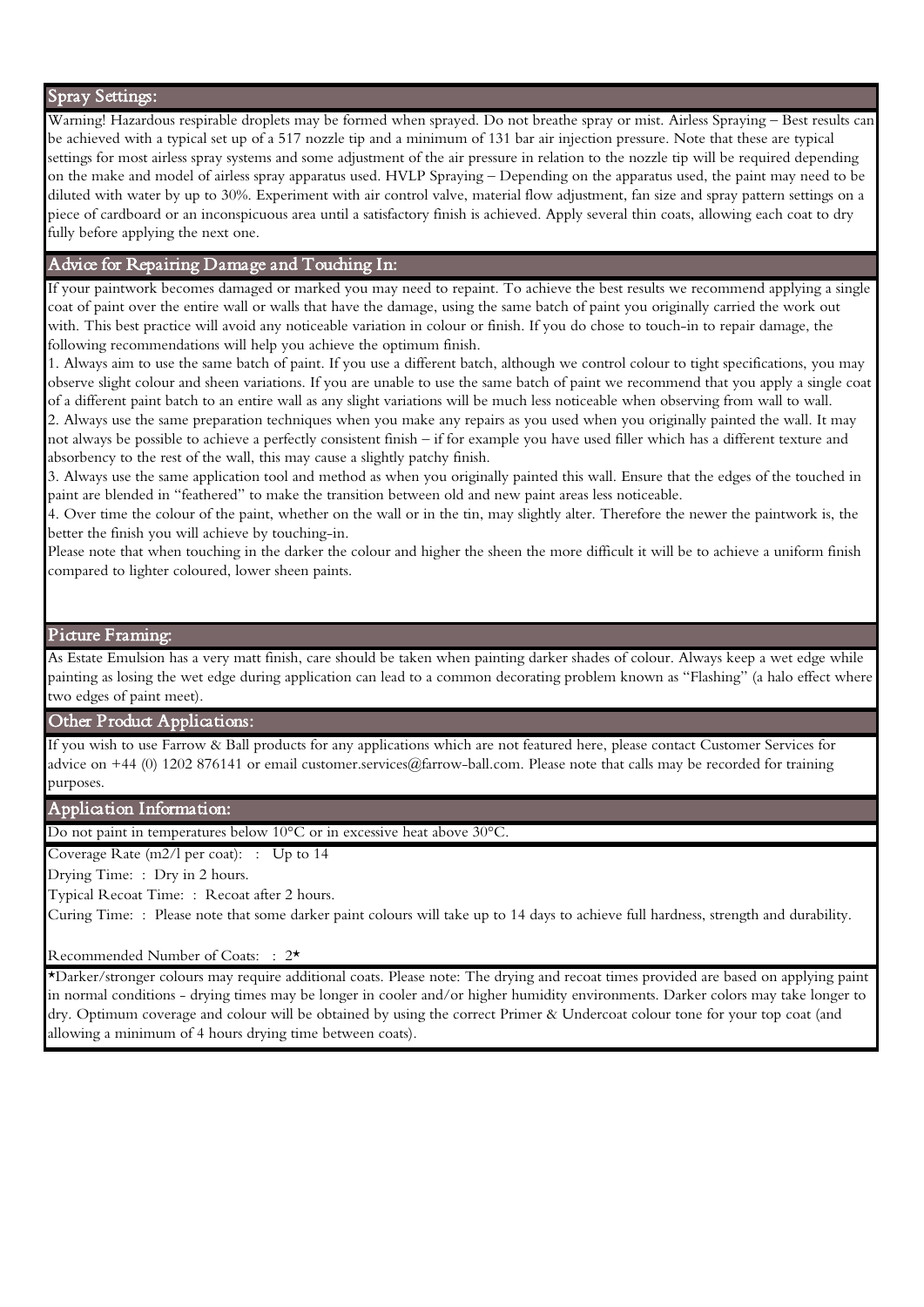## Spray Settings:

Warning! Hazardous respirable droplets may be formed when sprayed. Do not breathe spray or mist. Airless Spraying – Best results can be achieved with a typical set up of a 517 nozzle tip and a minimum of 131 bar air injection pressure. Note that these are typical settings for most airless spray systems and some adjustment of the air pressure in relation to the nozzle tip will be required depending on the make and model of airless spray apparatus used. HVLP Spraying – Depending on the apparatus used, the paint may need to be diluted with water by up to 30%. Experiment with air control valve, material flow adjustment, fan size and spray pattern settings on a piece of cardboard or an inconspicuous area until a satisfactory finish is achieved. Apply several thin coats, allowing each coat to dry fully before applying the next one.

## Advice for Repairing Damage and Touching In:

If your paintwork becomes damaged or marked you may need to repaint. To achieve the best results we recommend applying a single coat of paint over the entire wall or walls that have the damage, using the same batch of paint you originally carried the work out with. This best practice will avoid any noticeable variation in colour or finish. If you do chose to touch-in to repair damage, the following recommendations will help you achieve the optimum finish.

1. Always aim to use the same batch of paint. If you use a different batch, although we control colour to tight specifications, you may observe slight colour and sheen variations. If you are unable to use the same batch of paint we recommend that you apply a single coat of a different paint batch to an entire wall as any slight variations will be much less noticeable when observing from wall to wall.
2. Always use the same preparation techniques when you make any repairs as you used when you originally painted the wall. It may not always be possible to achieve a perfectly consistent finish – if for example you have used filler which has a different texture and absorbency to the rest of the wall, this may cause a slightly patchy finish.
3. Always use the same application tool and method as when you originally painted this wall. Ensure that the edges of the touched in paint are blended in "feathered" to make the transition between old and new paint areas less noticeable.
4. Over time the colour of the paint, whether on the wall or in the tin, may slightly alter. Therefore the newer the paintwork is, the better the finish you will achieve by touching-in.

Please note that when touching in the darker the colour and higher the sheen the more difficult it will be to achieve a uniform finish compared to lighter coloured, lower sheen paints.

## Picture Framing:

As Estate Emulsion has a very matt finish, care should be taken when painting darker shades of colour. Always keep a wet edge while painting as losing the wet edge during application can lead to a common decorating problem known as "Flashing" (a halo effect where two edges of paint meet).

## Other Product Applications:

If you wish to use Farrow & Ball products for any applications which are not featured here, please contact Customer Services for advice on +44 (0) 1202 876141 or email customer.services@farrow-ball.com. Please note that calls may be recorded for training purposes.

## Application Information:

Do not paint in temperatures below 10°C or in excessive heat above 30°C.

Coverage Rate (m2/l per coat): : Up to 14

Drying Time: : Dry in 2 hours.

Typical Recoat Time: : Recoat after 2 hours.

Curing Time: : Please note that some darker paint colours will take up to 14 days to achieve full hardness, strength and durability.

Recommended Number of Coats: : 2*

*Darker/stronger colours may require additional coats. Please note: The drying and recoat times provided are based on applying paint in normal conditions - drying times may be longer in cooler and/or higher humidity environments. Darker colors may take longer to dry. Optimum coverage and colour will be obtained by using the correct Primer & Undercoat colour tone for your top coat (and allowing a minimum of 4 hours drying time between coats).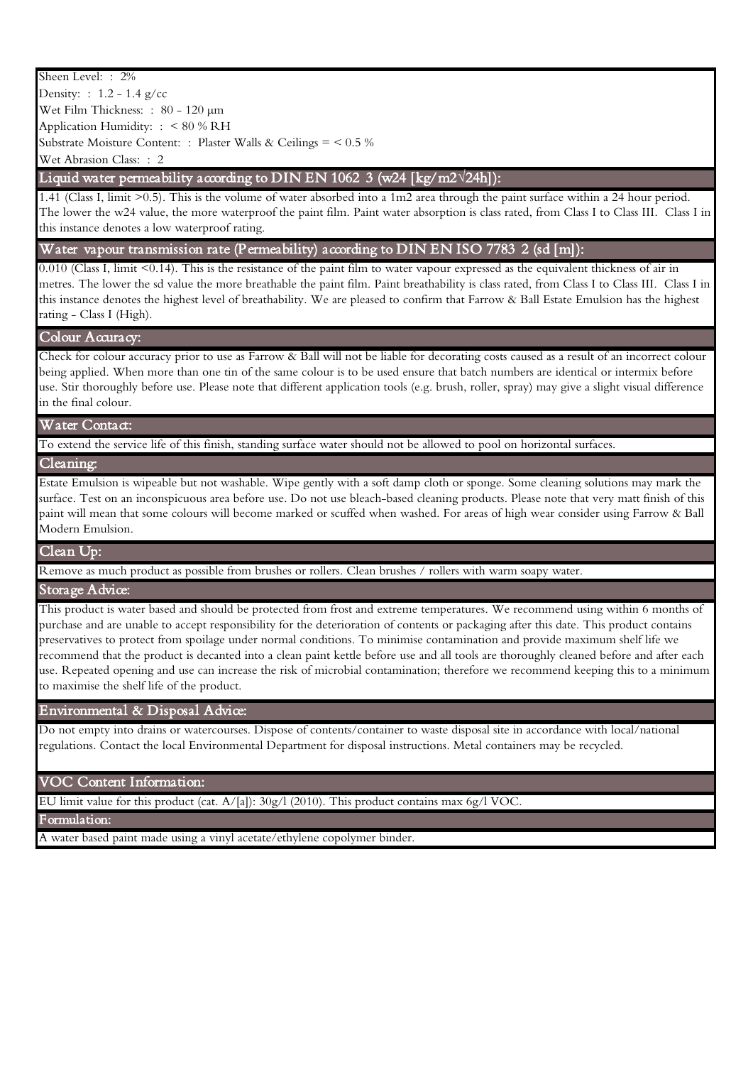Sheen Level: : 2%

Density: : 1.2 - 1.4 g/cc

Wet Film Thickness: : 80 - 120 µm

Application Humidity: : < 80 % RH

Substrate Moisture Content: : Plaster Walls & Ceilings = < 0.5 %

Wet Abrasion Class: : 2

## Liquid water permeability according to DIN EN 1062 3 (w24 [kg/m2√24h]):

1.41 (Class I, limit >0.5). This is the volume of water absorbed into a 1m2 area through the paint surface within a 24 hour period. The lower the w24 value, the more waterproof the paint film. Paint water absorption is class rated, from Class I to Class III. Class I in this instance denotes a low waterproof rating.

## Water vapour transmission rate (Permeability) according to DIN EN ISO 7783 2 (sd [m]):

0.010 (Class I, limit <0.14). This is the resistance of the paint film to water vapour expressed as the equivalent thickness of air in metres. The lower the sd value the more breathable the paint film. Paint breathability is class rated, from Class I to Class III. Class I in this instance denotes the highest level of breathability. We are pleased to confirm that Farrow & Ball Estate Emulsion has the highest rating - Class I (High).

## Colour Accuracy:

Check for colour accuracy prior to use as Farrow & Ball will not be liable for decorating costs caused as a result of an incorrect colour being applied. When more than one tin of the same colour is to be used ensure that batch numbers are identical or intermix before use. Stir thoroughly before use. Please note that different application tools (e.g. brush, roller, spray) may give a slight visual difference in the final colour.

## Water Contact:

To extend the service life of this finish, standing surface water should not be allowed to pool on horizontal surfaces.

## Cleaning:

Estate Emulsion is wipeable but not washable. Wipe gently with a soft damp cloth or sponge. Some cleaning solutions may mark the surface. Test on an inconspicuous area before use. Do not use bleach-based cleaning products. Please note that very matt finish of this paint will mean that some colours will become marked or scuffed when washed. For areas of high wear consider using Farrow & Ball Modern Emulsion.

## Clean Up:

Remove as much product as possible from brushes or rollers. Clean brushes / rollers with warm soapy water.

## Storage Advice:

This product is water based and should be protected from frost and extreme temperatures. We recommend using within 6 months of purchase and are unable to accept responsibility for the deterioration of contents or packaging after this date. This product contains preservatives to protect from spoilage under normal conditions. To minimise contamination and provide maximum shelf life we recommend that the product is decanted into a clean paint kettle before use and all tools are thoroughly cleaned before and after each use. Repeated opening and use can increase the risk of microbial contamination; therefore we recommend keeping this to a minimum to maximise the shelf life of the product.

## Environmental & Disposal Advice:

Do not empty into drains or watercourses. Dispose of contents/container to waste disposal site in accordance with local/national regulations. Contact the local Environmental Department for disposal instructions. Metal containers may be recycled.

## VOC Content Information:

EU limit value for this product (cat. A/[a]): 30g/l (2010). This product contains max 6g/l VOC.

## Formulation:

A water based paint made using a vinyl acetate/ethylene copolymer binder.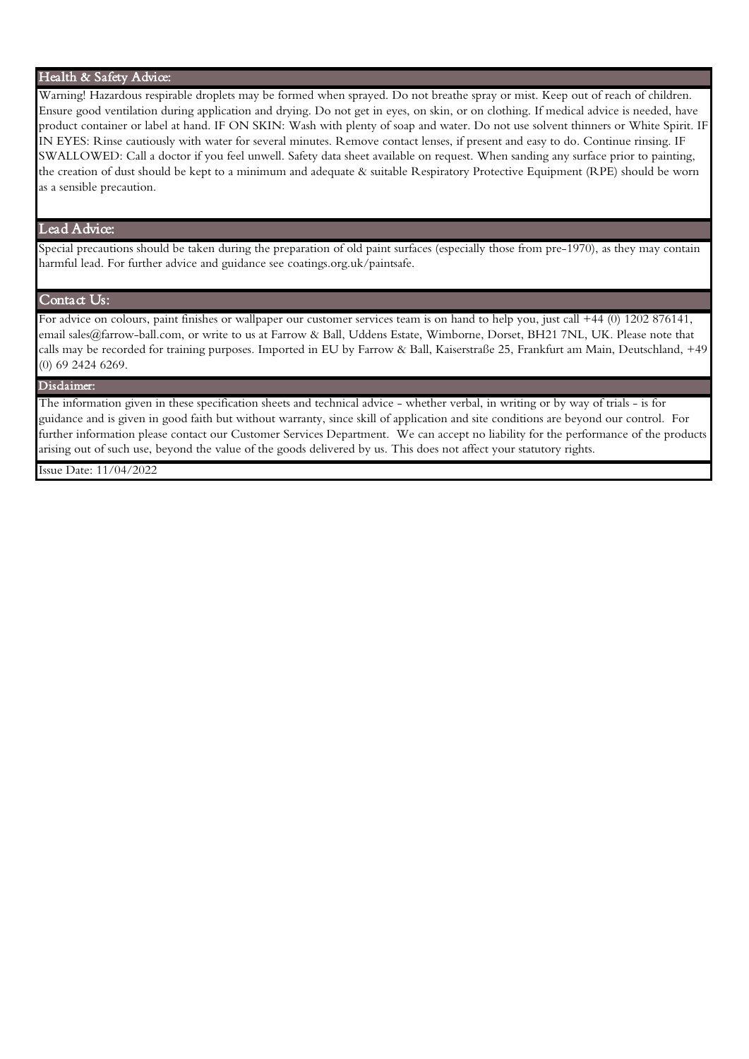## Health & Safety Advice:

Warning! Hazardous respirable droplets may be formed when sprayed. Do not breathe spray or mist. Keep out of reach of children. Ensure good ventilation during application and drying. Do not get in eyes, on skin, or on clothing. If medical advice is needed, have product container or label at hand. IF ON SKIN: Wash with plenty of soap and water. Do not use solvent thinners or White Spirit. IF IN EYES: Rinse cautiously with water for several minutes. Remove contact lenses, if present and easy to do. Continue rinsing. IF SWALLOWED: Call a doctor if you feel unwell. Safety data sheet available on request. When sanding any surface prior to painting, the creation of dust should be kept to a minimum and adequate & suitable Respiratory Protective Equipment (RPE) should be worn as a sensible precaution.

## Lead Advice:

Special precautions should be taken during the preparation of old paint surfaces (especially those from pre-1970), as they may contain harmful lead. For further advice and guidance see coatings.org.uk/paintsafe.

## Contact Us:

For advice on colours, paint finishes or wallpaper our customer services team is on hand to help you, just call +44 (0) 1202 876141, email sales@farrow-ball.com, or write to us at Farrow & Ball, Uddens Estate, Wimborne, Dorset, BH21 7NL, UK. Please note that calls may be recorded for training purposes. Imported in EU by Farrow & Ball, Kaiserstraße 25, Frankfurt am Main, Deutschland, +49 (0) 69 2424 6269.

## Disclaimer:

The information given in these specification sheets and technical advice - whether verbal, in writing or by way of trials - is for guidance and is given in good faith but without warranty, since skill of application and site conditions are beyond our control. For further information please contact our Customer Services Department. We can accept no liability for the performance of the products arising out of such use, beyond the value of the goods delivered by us. This does not affect your statutory rights.

Issue Date: 11/04/2022